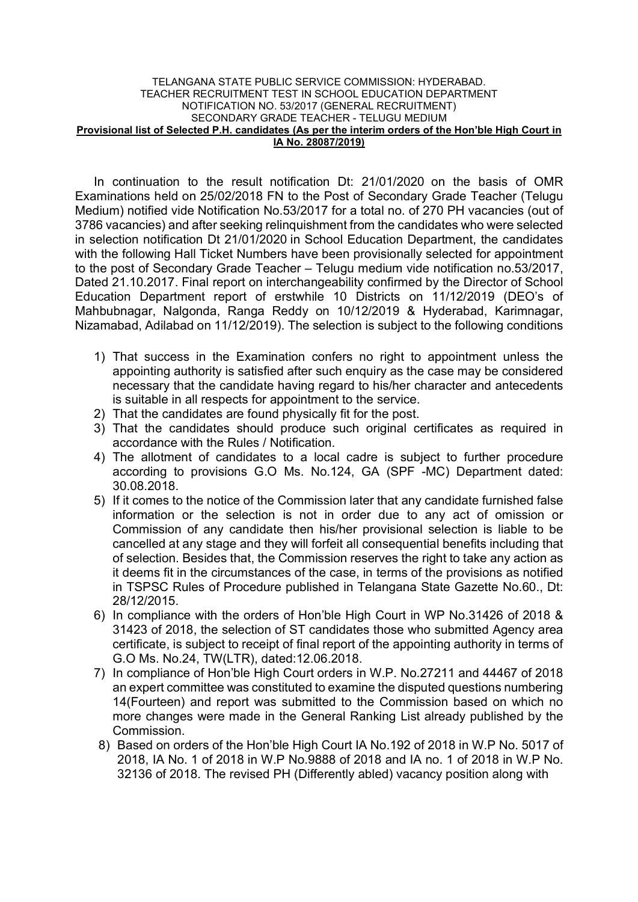TELANGANA STATE PUBLIC SERVICE COMMISSION: HYDERABAD.
TEACHER RECRUITMENT TEST IN SCHOOL EDUCATION DEPARTMENT
NOTIFICATION NO. 53/2017 (GENERAL RECRUITMENT)
SECONDARY GRADE TEACHER - TELUGU MEDIUM

**Provisional list of Selected P.H. candidates (As per the interim orders of the Hon'ble High Court in IA No. 28087/2019)**

In continuation to the result notification Dt: 21/01/2020 on the basis of OMR Examinations held on 25/02/2018 FN to the Post of Secondary Grade Teacher (Telugu Medium) notified vide Notification No.53/2017 for a total no. of 270 PH vacancies (out of 3786 vacancies) and after seeking relinquishment from the candidates who were selected in selection notification Dt 21/01/2020 in School Education Department, the candidates with the following Hall Ticket Numbers have been provisionally selected for appointment to the post of Secondary Grade Teacher – Telugu medium vide notification no.53/2017, Dated 21.10.2017. Final report on interchangeability confirmed by the Director of School Education Department report of erstwhile 10 Districts on 11/12/2019 (DEO's of Mahbubnagar, Nalgonda, Ranga Reddy on 10/12/2019 & Hyderabad, Karimnagar, Nizamabad, Adilabad on 11/12/2019). The selection is subject to the following conditions

1) That success in the Examination confers no right to appointment unless the appointing authority is satisfied after such enquiry as the case may be considered necessary that the candidate having regard to his/her character and antecedents is suitable in all respects for appointment to the service.
2) That the candidates are found physically fit for the post.
3) That the candidates should produce such original certificates as required in accordance with the Rules / Notification.
4) The allotment of candidates to a local cadre is subject to further procedure according to provisions G.O Ms. No.124, GA (SPF -MC) Department dated: 30.08.2018.
5) If it comes to the notice of the Commission later that any candidate furnished false information or the selection is not in order due to any act of omission or Commission of any candidate then his/her provisional selection is liable to be cancelled at any stage and they will forfeit all consequential benefits including that of selection. Besides that, the Commission reserves the right to take any action as it deems fit in the circumstances of the case, in terms of the provisions as notified in TSPSC Rules of Procedure published in Telangana State Gazette No.60., Dt: 28/12/2015.
6) In compliance with the orders of Hon'ble High Court in WP No.31426 of 2018 & 31423 of 2018, the selection of ST candidates those who submitted Agency area certificate, is subject to receipt of final report of the appointing authority in terms of G.O Ms. No.24, TW(LTR), dated:12.06.2018.
7) In compliance of Hon'ble High Court orders in W.P. No.27211 and 44467 of 2018 an expert committee was constituted to examine the disputed questions numbering 14(Fourteen) and report was submitted to the Commission based on which no more changes were made in the General Ranking List already published by the Commission.
8) Based on orders of the Hon'ble High Court IA No.192 of 2018 in W.P No. 5017 of 2018, IA No. 1 of 2018 in W.P No.9888 of 2018 and IA no. 1 of 2018 in W.P No. 32136 of 2018. The revised PH (Differently abled) vacancy position along with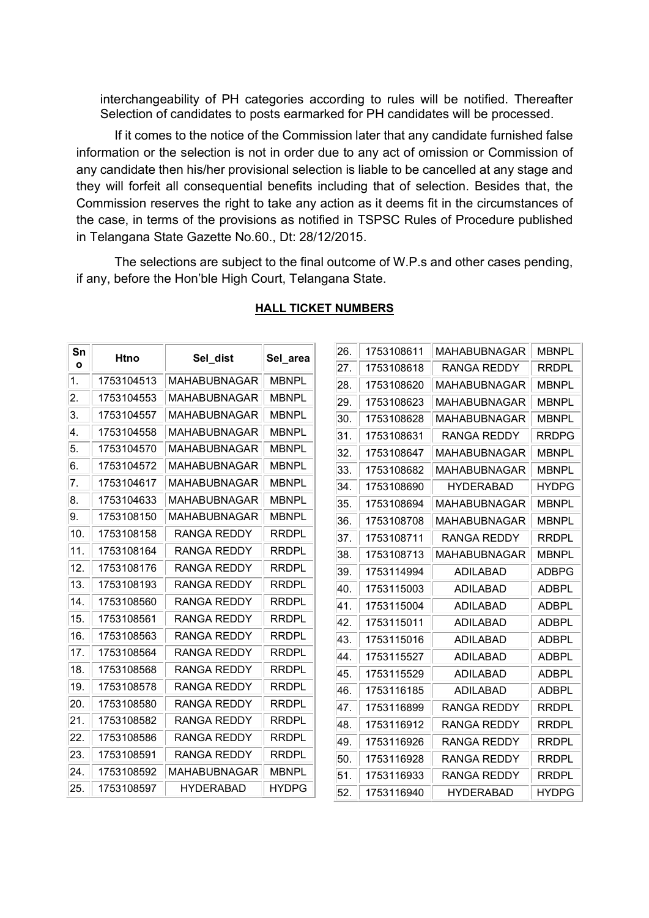interchangeability of PH categories according to rules will be notified. Thereafter Selection of candidates to posts earmarked for PH candidates will be processed.

If it comes to the notice of the Commission later that any candidate furnished false information or the selection is not in order due to any act of omission or Commission of any candidate then his/her provisional selection is liable to be cancelled at any stage and they will forfeit all consequential benefits including that of selection. Besides that, the Commission reserves the right to take any action as it deems fit in the circumstances of the case, in terms of the provisions as notified in TSPSC Rules of Procedure published in Telangana State Gazette No.60., Dt: 28/12/2015.

The selections are subject to the final outcome of W.P.s and other cases pending, if any, before the Hon'ble High Court, Telangana State.

**HALL TICKET NUMBERS**

| Sno | Htno | Sel_dist | Sel_area |
|---|---|---|---|
| 1. | 1753104513 | MAHABUBNAGAR | MBNPL |
| 2. | 1753104553 | MAHABUBNAGAR | MBNPL |
| 3. | 1753104557 | MAHABUBNAGAR | MBNPL |
| 4. | 1753104558 | MAHABUBNAGAR | MBNPL |
| 5. | 1753104570 | MAHABUBNAGAR | MBNPL |
| 6. | 1753104572 | MAHABUBNAGAR | MBNPL |
| 7. | 1753104617 | MAHABUBNAGAR | MBNPL |
| 8. | 1753104633 | MAHABUBNAGAR | MBNPL |
| 9. | 1753108150 | MAHABUBNAGAR | MBNPL |
| 10. | 1753108158 | RANGA REDDY | RRDPL |
| 11. | 1753108164 | RANGA REDDY | RRDPL |
| 12. | 1753108176 | RANGA REDDY | RRDPL |
| 13. | 1753108193 | RANGA REDDY | RRDPL |
| 14. | 1753108560 | RANGA REDDY | RRDPL |
| 15. | 1753108561 | RANGA REDDY | RRDPL |
| 16. | 1753108563 | RANGA REDDY | RRDPL |
| 17. | 1753108564 | RANGA REDDY | RRDPL |
| 18. | 1753108568 | RANGA REDDY | RRDPL |
| 19. | 1753108578 | RANGA REDDY | RRDPL |
| 20. | 1753108580 | RANGA REDDY | RRDPL |
| 21. | 1753108582 | RANGA REDDY | RRDPL |
| 22. | 1753108586 | RANGA REDDY | RRDPL |
| 23. | 1753108591 | RANGA REDDY | RRDPL |
| 24. | 1753108592 | MAHABUBNAGAR | MBNPL |
| 25. | 1753108597 | HYDERABAD | HYDPG |
| 26. | 1753108611 | MAHABUBNAGAR | MBNPL |
| 27. | 1753108618 | RANGA REDDY | RRDPL |
| 28. | 1753108620 | MAHABUBNAGAR | MBNPL |
| 29. | 1753108623 | MAHABUBNAGAR | MBNPL |
| 30. | 1753108628 | MAHABUBNAGAR | MBNPL |
| 31. | 1753108631 | RANGA REDDY | RRDPG |
| 32. | 1753108647 | MAHABUBNAGAR | MBNPL |
| 33. | 1753108682 | MAHABUBNAGAR | MBNPL |
| 34. | 1753108690 | HYDERABAD | HYDPG |
| 35. | 1753108694 | MAHABUBNAGAR | MBNPL |
| 36. | 1753108708 | MAHABUBNAGAR | MBNPL |
| 37. | 1753108711 | RANGA REDDY | RRDPL |
| 38. | 1753108713 | MAHABUBNAGAR | MBNPL |
| 39. | 1753114994 | ADILABAD | ADBPG |
| 40. | 1753115003 | ADILABAD | ADBPL |
| 41. | 1753115004 | ADILABAD | ADBPL |
| 42. | 1753115011 | ADILABAD | ADBPL |
| 43. | 1753115016 | ADILABAD | ADBPL |
| 44. | 1753115527 | ADILABAD | ADBPL |
| 45. | 1753115529 | ADILABAD | ADBPL |
| 46. | 1753116185 | ADILABAD | ADBPL |
| 47. | 1753116899 | RANGA REDDY | RRDPL |
| 48. | 1753116912 | RANGA REDDY | RRDPL |
| 49. | 1753116926 | RANGA REDDY | RRDPL |
| 50. | 1753116928 | RANGA REDDY | RRDPL |
| 51. | 1753116933 | RANGA REDDY | RRDPL |
| 52. | 1753116940 | HYDERABAD | HYDPG |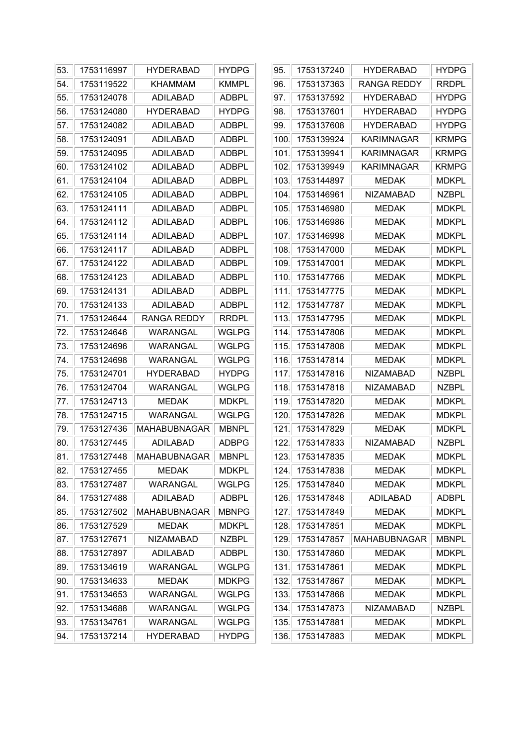| | | | |
|---|---|---|---|
| 53. | 1753116997 | HYDERABAD | HYDPG |
| 54. | 1753119522 | KHAMMAM | KMMPL |
| 55. | 1753124078 | ADILABAD | ADBPL |
| 56. | 1753124080 | HYDERABAD | HYDPG |
| 57. | 1753124082 | ADILABAD | ADBPL |
| 58. | 1753124091 | ADILABAD | ADBPL |
| 59. | 1753124095 | ADILABAD | ADBPL |
| 60. | 1753124102 | ADILABAD | ADBPL |
| 61. | 1753124104 | ADILABAD | ADBPL |
| 62. | 1753124105 | ADILABAD | ADBPL |
| 63. | 1753124111 | ADILABAD | ADBPL |
| 64. | 1753124112 | ADILABAD | ADBPL |
| 65. | 1753124114 | ADILABAD | ADBPL |
| 66. | 1753124117 | ADILABAD | ADBPL |
| 67. | 1753124122 | ADILABAD | ADBPL |
| 68. | 1753124123 | ADILABAD | ADBPL |
| 69. | 1753124131 | ADILABAD | ADBPL |
| 70. | 1753124133 | ADILABAD | ADBPL |
| 71. | 1753124644 | RANGA REDDY | RRDPL |
| 72. | 1753124646 | WARANGAL | WGLPG |
| 73. | 1753124696 | WARANGAL | WGLPG |
| 74. | 1753124698 | WARANGAL | WGLPG |
| 75. | 1753124701 | HYDERABAD | HYDPG |
| 76. | 1753124704 | WARANGAL | WGLPG |
| 77. | 1753124713 | MEDAK | MDKPL |
| 78. | 1753124715 | WARANGAL | WGLPG |
| 79. | 1753127436 | MAHABUBNAGAR | MBNPL |
| 80. | 1753127445 | ADILABAD | ADBPG |
| 81. | 1753127448 | MAHABUBNAGAR | MBNPL |
| 82. | 1753127455 | MEDAK | MDKPL |
| 83. | 1753127487 | WARANGAL | WGLPG |
| 84. | 1753127488 | ADILABAD | ADBPL |
| 85. | 1753127502 | MAHABUBNAGAR | MBNPG |
| 86. | 1753127529 | MEDAK | MDKPL |
| 87. | 1753127671 | NIZAMABAD | NZBPL |
| 88. | 1753127897 | ADILABAD | ADBPL |
| 89. | 1753134619 | WARANGAL | WGLPG |
| 90. | 1753134633 | MEDAK | MDKPG |
| 91. | 1753134653 | WARANGAL | WGLPG |
| 92. | 1753134688 | WARANGAL | WGLPG |
| 93. | 1753134761 | WARANGAL | WGLPG |
| 94. | 1753137214 | HYDERABAD | HYDPG |
| 95. | 1753137240 | HYDERABAD | HYDPG |
| 96. | 1753137363 | RANGA REDDY | RRDPL |
| 97. | 1753137592 | HYDERABAD | HYDPG |
| 98. | 1753137601 | HYDERABAD | HYDPG |
| 99. | 1753137608 | HYDERABAD | HYDPG |
| 100. | 1753139924 | KARIMNAGAR | KRMPG |
| 101. | 1753139941 | KARIMNAGAR | KRMPG |
| 102. | 1753139949 | KARIMNAGAR | KRMPG |
| 103. | 1753144897 | MEDAK | MDKPL |
| 104. | 1753146961 | NIZAMABAD | NZBPL |
| 105. | 1753146980 | MEDAK | MDKPL |
| 106. | 1753146986 | MEDAK | MDKPL |
| 107. | 1753146998 | MEDAK | MDKPL |
| 108. | 1753147000 | MEDAK | MDKPL |
| 109. | 1753147001 | MEDAK | MDKPL |
| 110. | 1753147766 | MEDAK | MDKPL |
| 111. | 1753147775 | MEDAK | MDKPL |
| 112. | 1753147787 | MEDAK | MDKPL |
| 113. | 1753147795 | MEDAK | MDKPL |
| 114. | 1753147806 | MEDAK | MDKPL |
| 115. | 1753147808 | MEDAK | MDKPL |
| 116. | 1753147814 | MEDAK | MDKPL |
| 117. | 1753147816 | NIZAMABAD | NZBPL |
| 118. | 1753147818 | NIZAMABAD | NZBPL |
| 119. | 1753147820 | MEDAK | MDKPL |
| 120. | 1753147826 | MEDAK | MDKPL |
| 121. | 1753147829 | MEDAK | MDKPL |
| 122. | 1753147833 | NIZAMABAD | NZBPL |
| 123. | 1753147835 | MEDAK | MDKPL |
| 124. | 1753147838 | MEDAK | MDKPL |
| 125. | 1753147840 | MEDAK | MDKPL |
| 126. | 1753147848 | ADILABAD | ADBPL |
| 127. | 1753147849 | MEDAK | MDKPL |
| 128. | 1753147851 | MEDAK | MDKPL |
| 129. | 1753147857 | MAHABUBNAGAR | MBNPL |
| 130. | 1753147860 | MEDAK | MDKPL |
| 131. | 1753147861 | MEDAK | MDKPL |
| 132. | 1753147867 | MEDAK | MDKPL |
| 133. | 1753147868 | MEDAK | MDKPL |
| 134. | 1753147873 | NIZAMABAD | NZBPL |
| 135. | 1753147881 | MEDAK | MDKPL |
| 136. | 1753147883 | MEDAK | MDKPL |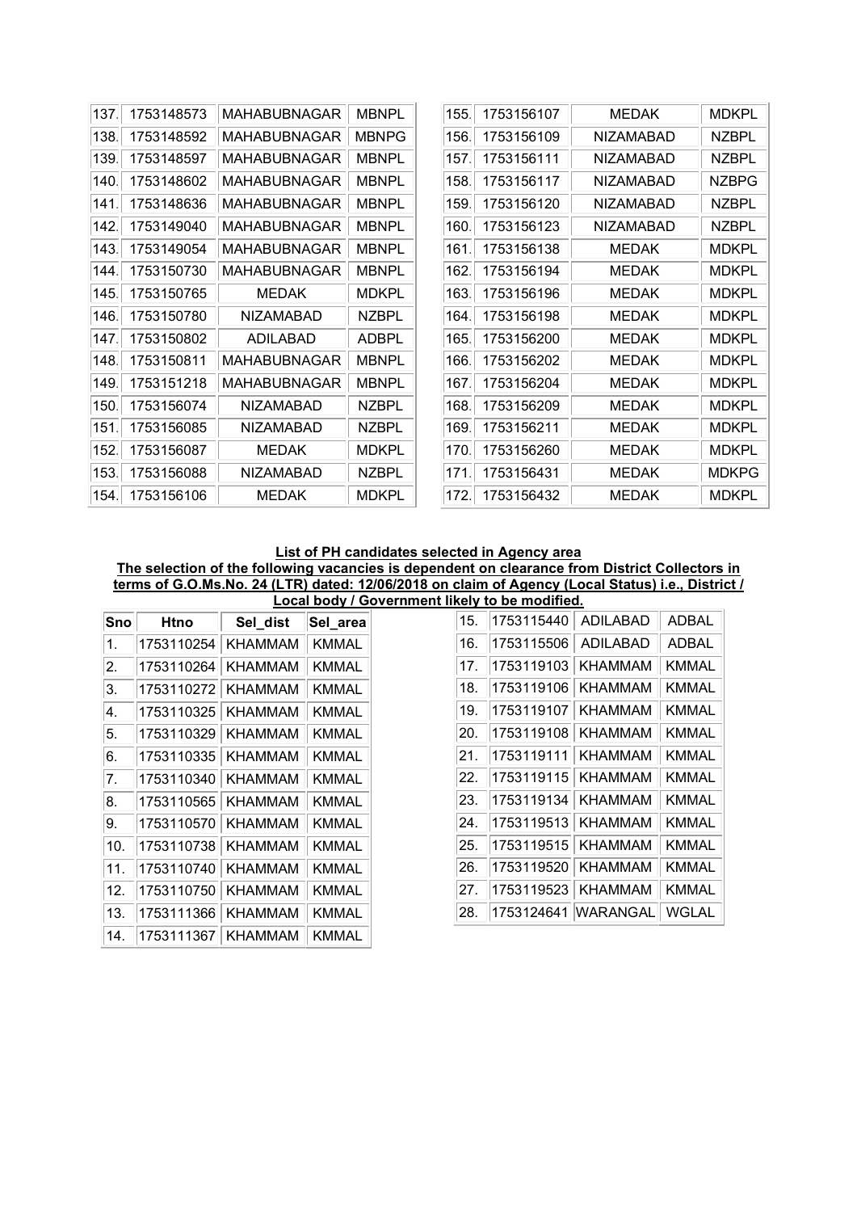| 137. | 1753148573 | MAHABUBNAGAR | MBNPL |
|---|---|---|---|
| 138. | 1753148592 | MAHABUBNAGAR | MBNPG |
| 139. | 1753148597 | MAHABUBNAGAR | MBNPL |
| 140. | 1753148602 | MAHABUBNAGAR | MBNPL |
| 141. | 1753148636 | MAHABUBNAGAR | MBNPL |
| 142. | 1753149040 | MAHABUBNAGAR | MBNPL |
| 143. | 1753149054 | MAHABUBNAGAR | MBNPL |
| 144. | 1753150730 | MAHABUBNAGAR | MBNPL |
| 145. | 1753150765 | MEDAK | MDKPL |
| 146. | 1753150780 | NIZAMABAD | NZBPL |
| 147. | 1753150802 | ADILABAD | ADBPL |
| 148. | 1753150811 | MAHABUBNAGAR | MBNPL |
| 149. | 1753151218 | MAHABUBNAGAR | MBNPL |
| 150. | 1753156074 | NIZAMABAD | NZBPL |
| 151. | 1753156085 | NIZAMABAD | NZBPL |
| 152. | 1753156087 | MEDAK | MDKPL |
| 153. | 1753156088 | NIZAMABAD | NZBPL |
| 154. | 1753156106 | MEDAK | MDKPL |
| 155. | 1753156107 | MEDAK | MDKPL |
| 156. | 1753156109 | NIZAMABAD | NZBPL |
| 157. | 1753156111 | NIZAMABAD | NZBPL |
| 158. | 1753156117 | NIZAMABAD | NZBPG |
| 159. | 1753156120 | NIZAMABAD | NZBPL |
| 160. | 1753156123 | NIZAMABAD | NZBPL |
| 161. | 1753156138 | MEDAK | MDKPL |
| 162. | 1753156194 | MEDAK | MDKPL |
| 163. | 1753156196 | MEDAK | MDKPL |
| 164. | 1753156198 | MEDAK | MDKPL |
| 165. | 1753156200 | MEDAK | MDKPL |
| 166. | 1753156202 | MEDAK | MDKPL |
| 167. | 1753156204 | MEDAK | MDKPL |
| 168. | 1753156209 | MEDAK | MDKPL |
| 169. | 1753156211 | MEDAK | MDKPL |
| 170. | 1753156260 | MEDAK | MDKPL |
| 171. | 1753156431 | MEDAK | MDKPG |
| 172. | 1753156432 | MEDAK | MDKPL |

**List of PH candidates selected in Agency area**

**The selection of the following vacancies is dependent on clearance from District Collectors in terms of G.O.Ms.No. 24 (LTR) dated: 12/06/2018 on claim of Agency (Local Status) i.e., District / Local body / Government likely to be modified.**

| Sno | Htno | Sel_dist | Sel_area |
|---|---|---|---|
| 1. | 1753110254 | KHAMMAM | KMMAL |
| 2. | 1753110264 | KHAMMAM | KMMAL |
| 3. | 1753110272 | KHAMMAM | KMMAL |
| 4. | 1753110325 | KHAMMAM | KMMAL |
| 5. | 1753110329 | KHAMMAM | KMMAL |
| 6. | 1753110335 | KHAMMAM | KMMAL |
| 7. | 1753110340 | KHAMMAM | KMMAL |
| 8. | 1753110565 | KHAMMAM | KMMAL |
| 9. | 1753110570 | KHAMMAM | KMMAL |
| 10. | 1753110738 | KHAMMAM | KMMAL |
| 11. | 1753110740 | KHAMMAM | KMMAL |
| 12. | 1753110750 | KHAMMAM | KMMAL |
| 13. | 1753111366 | KHAMMAM | KMMAL |
| 14. | 1753111367 | KHAMMAM | KMMAL |
| 15. | 1753115440 | ADILABAD | ADBAL |
| 16. | 1753115506 | ADILABAD | ADBAL |
| 17. | 1753119103 | KHAMMAM | KMMAL |
| 18. | 1753119106 | KHAMMAM | KMMAL |
| 19. | 1753119107 | KHAMMAM | KMMAL |
| 20. | 1753119108 | KHAMMAM | KMMAL |
| 21. | 1753119111 | KHAMMAM | KMMAL |
| 22. | 1753119115 | KHAMMAM | KMMAL |
| 23. | 1753119134 | KHAMMAM | KMMAL |
| 24. | 1753119513 | KHAMMAM | KMMAL |
| 25. | 1753119515 | KHAMMAM | KMMAL |
| 26. | 1753119520 | KHAMMAM | KMMAL |
| 27. | 1753119523 | KHAMMAM | KMMAL |
| 28. | 1753124641 | WARANGAL | WGLAL |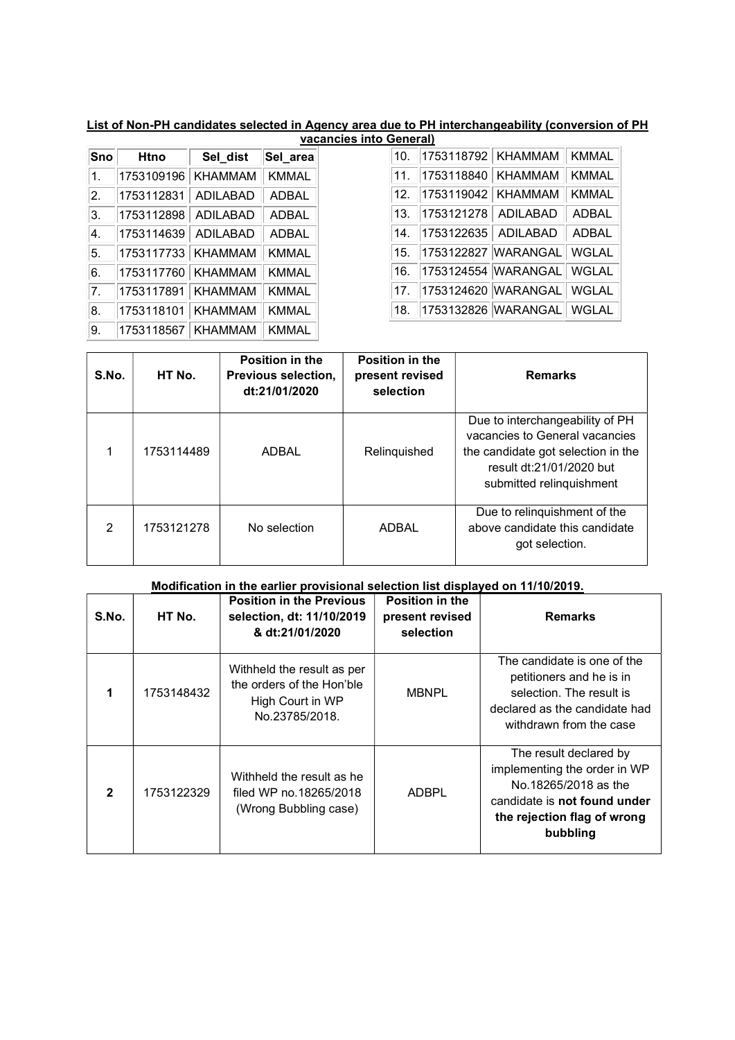**List of Non-PH candidates selected in Agency area due to PH interchangeability (conversion of PH vacancies into General)**

| Sno | Htno | Sel_dist | Sel_area |
|---|---|---|---|
| 1. | 1753109196 | KHAMMAM | KMMAL |
| 2. | 1753112831 | ADILABAD | ADBAL |
| 3. | 1753112898 | ADILABAD | ADBAL |
| 4. | 1753114639 | ADILABAD | ADBAL |
| 5. | 1753117733 | KHAMMAM | KMMAL |
| 6. | 1753117760 | KHAMMAM | KMMAL |
| 7. | 1753117891 | KHAMMAM | KMMAL |
| 8. | 1753118101 | KHAMMAM | KMMAL |
| 9. | 1753118567 | KHAMMAM | KMMAL |
| 10. | 1753118792 | KHAMMAM | KMMAL |
| 11. | 1753118840 | KHAMMAM | KMMAL |
| 12. | 1753119042 | KHAMMAM | KMMAL |
| 13. | 1753121278 | ADILABAD | ADBAL |
| 14. | 1753122635 | ADILABAD | ADBAL |
| 15. | 1753122827 | WARANGAL | WGLAL |
| 16. | 1753124554 | WARANGAL | WGLAL |
| 17. | 1753124620 | WARANGAL | WGLAL |
| 18. | 1753132826 | WARANGAL | WGLAL |

| S.No. | HT No. | Position in the Previous selection, dt:21/01/2020 | Position in the present revised selection | Remarks |
|---|---|---|---|---|
| 1 | 1753114489 | ADBAL | Relinquished | Due to interchangeability of PH vacancies to General vacancies the candidate got selection in the result dt:21/01/2020 but submitted relinquishment |
| 2 | 1753121278 | No selection | ADBAL | Due to relinquishment of the above candidate this candidate got selection. |

**Modification in the earlier provisional selection list displayed on 11/10/2019.**

| S.No. | HT No. | Position in the Previous selection, dt: 11/10/2019 & dt:21/01/2020 | Position in the present revised selection | Remarks |
|---|---|---|---|---|
| **1** | 1753148432 | Withheld the result as per the orders of the Hon'ble High Court in WP No.23785/2018. | MBNPL | The candidate is one of the petitioners and he is in selection. The result is declared as the candidate had withdrawn from the case |
| **2** | 1753122329 | Withheld the result as he filed WP no.18265/2018 (Wrong Bubbling case) | ADBPL | The result declared by implementing the order in WP No.18265/2018 as the candidate is **not found under the rejection flag of wrong bubbling** |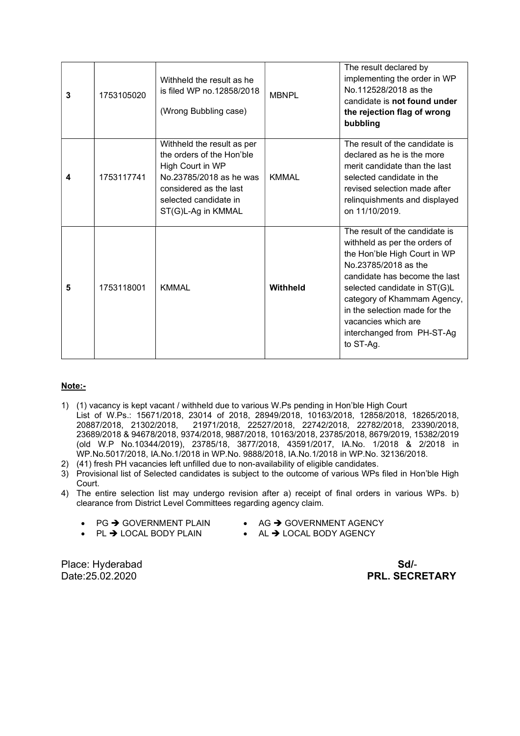| | | | | |
|---|---|---|---|---|
| 3 | 1753105020 | Withheld the result as he is filed WP no.12858/2018 (Wrong Bubbling case) | MBNPL | The result declared by implementing the order in WP No.112528/2018 as the candidate is **not found under the rejection flag of wrong bubbling** |
| 4 | 1753117741 | Withheld the result as per the orders of the Hon'ble High Court in WP No.23785/2018 as he was considered as the last selected candidate in ST(G)L-Ag in KMMAL | KMMAL | The result of the candidate is declared as he is the more merit candidate than the last selected candidate in the revised selection made after relinquishments and displayed on 11/10/2019. |
| 5 | 1753118001 | KMMAL | **Withheld** | The result of the candidate is withheld as per the orders of the Hon'ble High Court in WP No.23785/2018 as the candidate has become the last selected candidate in ST(G)L category of Khammam Agency, in the selection made for the vacancies which are interchanged from PH-ST-Ag to ST-Ag. |

**Note:-**

1) (1) vacancy is kept vacant / withheld due to various W.Ps pending in Hon'ble High Court List of W.Ps.: 15671/2018, 23014 of 2018, 28949/2018, 10163/2018, 12858/2018, 18265/2018, 20887/2018, 21302/2018, 21971/2018, 22527/2018, 22742/2018, 22782/2018, 23390/2018, 23689/2018 & 94678/2018, 9374/2018, 9887/2018, 10163/2018, 23785/2018, 8679/2019, 15382/2019 (old W.P No.10344/2019), 23785/18, 3877/2018, 43591/2017, IA.No. 1/2018 & 2/2018 in WP.No.5017/2018, IA.No.1/2018 in WP.No. 9888/2018, IA.No.1/2018 in WP.No. 32136/2018.
2) (41) fresh PH vacancies left unfilled due to non-availability of eligible candidates.
3) Provisional list of Selected candidates is subject to the outcome of various WPs filed in Hon'ble High Court.
4) The entire selection list may undergo revision after a) receipt of final orders in various WPs. b) clearance from District Level Committees regarding agency claim.

- PG ➔ GOVERNMENT PLAIN
- PL ➔ LOCAL BODY PLAIN
- AG ➔ GOVERNMENT AGENCY
- AL ➔ LOCAL BODY AGENCY

Place: Hyderabad
Date:25.02.2020

**Sd/-**
**PRL. SECRETARY**